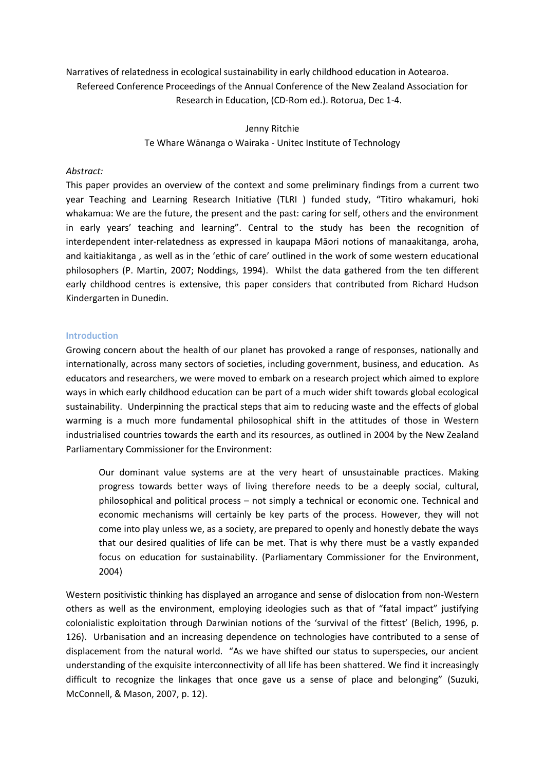Narratives of relatedness in ecological sustainability in early childhood education in Aotearoa. Refereed Conference Proceedings of the Annual Conference of the New Zealand Association for Research in Education, (CD-Rom ed.). Rotorua, Dec 1-4.

Jenny Ritchie

Te Whare Wānanga o Wairaka - Unitec Institute of Technology

*Abstract:*

This paper provides an overview of the context and some preliminary findings from a current two year Teaching and Learning Research Initiative (TLRI ) funded study, "Titiro whakamuri, hoki whakamua: We are the future, the present and the past: caring for self, others and the environment in early years' teaching and learning". Central to the study has been the recognition of interdependent inter-relatedness as expressed in kaupapa Māori notions of manaakitanga, aroha, and kaitiakitanga , as well as in the 'ethic of care' outlined in the work of some western educational philosophers (P. Martin, 2007; Noddings, 1994). Whilst the data gathered from the ten different early childhood centres is extensive, this paper considers that contributed from Richard Hudson Kindergarten in Dunedin.

## Introduction

Growing concern about the health of our planet has provoked a range of responses, nationally and internationally, across many sectors of societies, including government, business, and education. As educators and researchers, we were moved to embark on a research project which aimed to explore ways in which early childhood education can be part of a much wider shift towards global ecological sustainability. Underpinning the practical steps that aim to reducing waste and the effects of global warming is a much more fundamental philosophical shift in the attitudes of those in Western industrialised countries towards the earth and its resources, as outlined in 2004 by the New Zealand Parliamentary Commissioner for the Environment:

> Our dominant value systems are at the very heart of unsustainable practices. Making progress towards better ways of living therefore needs to be a deeply social, cultural, philosophical and political process – not simply a technical or economic one. Technical and economic mechanisms will certainly be key parts of the process. However, they will not come into play unless we, as a society, are prepared to openly and honestly debate the ways that our desired qualities of life can be met. That is why there must be a vastly expanded focus on education for sustainability. (Parliamentary Commissioner for the Environment, 2004)

Western positivistic thinking has displayed an arrogance and sense of dislocation from non-Western others as well as the environment, employing ideologies such as that of "fatal impact" justifying colonialistic exploitation through Darwinian notions of the 'survival of the fittest' (Belich, 1996, p. 126). Urbanisation and an increasing dependence on technologies have contributed to a sense of displacement from the natural world. "As we have shifted our status to superspecies, our ancient understanding of the exquisite interconnectivity of all life has been shattered. We find it increasingly difficult to recognize the linkages that once gave us a sense of place and belonging" (Suzuki, McConnell, & Mason, 2007, p. 12).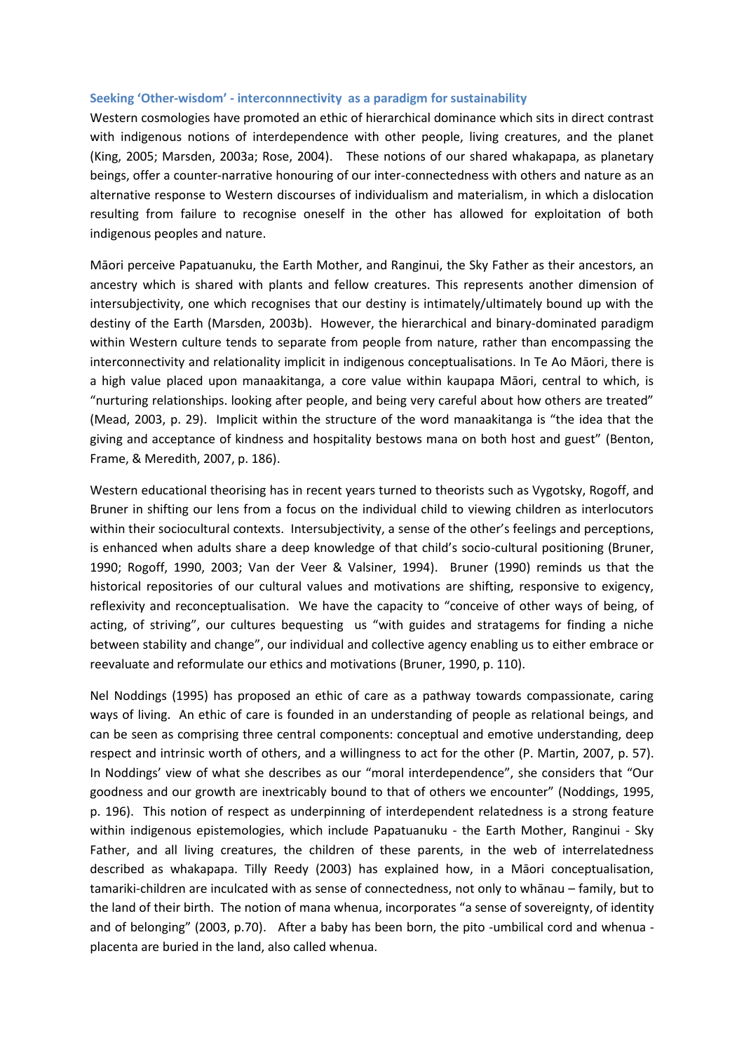### Seeking 'Other-wisdom' - interconnnectivity as a paradigm for sustainability

Western cosmologies have promoted an ethic of hierarchical dominance which sits in direct contrast with indigenous notions of interdependence with other people, living creatures, and the planet (King, 2005; Marsden, 2003a; Rose, 2004). These notions of our shared whakapapa, as planetary beings, offer a counter-narrative honouring of our inter-connectedness with others and nature as an alternative response to Western discourses of individualism and materialism, in which a dislocation resulting from failure to recognise oneself in the other has allowed for exploitation of both indigenous peoples and nature.

Māori perceive Papatuanuku, the Earth Mother, and Ranginui, the Sky Father as their ancestors, an ancestry which is shared with plants and fellow creatures. This represents another dimension of intersubjectivity, one which recognises that our destiny is intimately/ultimately bound up with the destiny of the Earth (Marsden, 2003b). However, the hierarchical and binary-dominated paradigm within Western culture tends to separate from people from nature, rather than encompassing the interconnectivity and relationality implicit in indigenous conceptualisations. In Te Ao Māori, there is a high value placed upon manaakitanga, a core value within kaupapa Māori, central to which, is "nurturing relationships. looking after people, and being very careful about how others are treated" (Mead, 2003, p. 29). Implicit within the structure of the word manaakitanga is "the idea that the giving and acceptance of kindness and hospitality bestows mana on both host and guest" (Benton, Frame, & Meredith, 2007, p. 186).

Western educational theorising has in recent years turned to theorists such as Vygotsky, Rogoff, and Bruner in shifting our lens from a focus on the individual child to viewing children as interlocutors within their sociocultural contexts. Intersubjectivity, a sense of the other's feelings and perceptions, is enhanced when adults share a deep knowledge of that child's socio-cultural positioning (Bruner, 1990; Rogoff, 1990, 2003; Van der Veer & Valsiner, 1994). Bruner (1990) reminds us that the historical repositories of our cultural values and motivations are shifting, responsive to exigency, reflexivity and reconceptualisation. We have the capacity to "conceive of other ways of being, of acting, of striving", our cultures bequesting us "with guides and stratagems for finding a niche between stability and change", our individual and collective agency enabling us to either embrace or reevaluate and reformulate our ethics and motivations (Bruner, 1990, p. 110).

Nel Noddings (1995) has proposed an ethic of care as a pathway towards compassionate, caring ways of living. An ethic of care is founded in an understanding of people as relational beings, and can be seen as comprising three central components: conceptual and emotive understanding, deep respect and intrinsic worth of others, and a willingness to act for the other (P. Martin, 2007, p. 57). In Noddings' view of what she describes as our "moral interdependence", she considers that "Our goodness and our growth are inextricably bound to that of others we encounter" (Noddings, 1995, p. 196). This notion of respect as underpinning of interdependent relatedness is a strong feature within indigenous epistemologies, which include Papatuanuku - the Earth Mother, Ranginui - Sky Father, and all living creatures, the children of these parents, in the web of interrelatedness described as whakapapa. Tilly Reedy (2003) has explained how, in a Māori conceptualisation, tamariki-children are inculcated with as sense of connectedness, not only to whānau – family, but to the land of their birth. The notion of mana whenua, incorporates "a sense of sovereignty, of identity and of belonging" (2003, p.70). After a baby has been born, the pito -umbilical cord and whenua - placenta are buried in the land, also called whenua.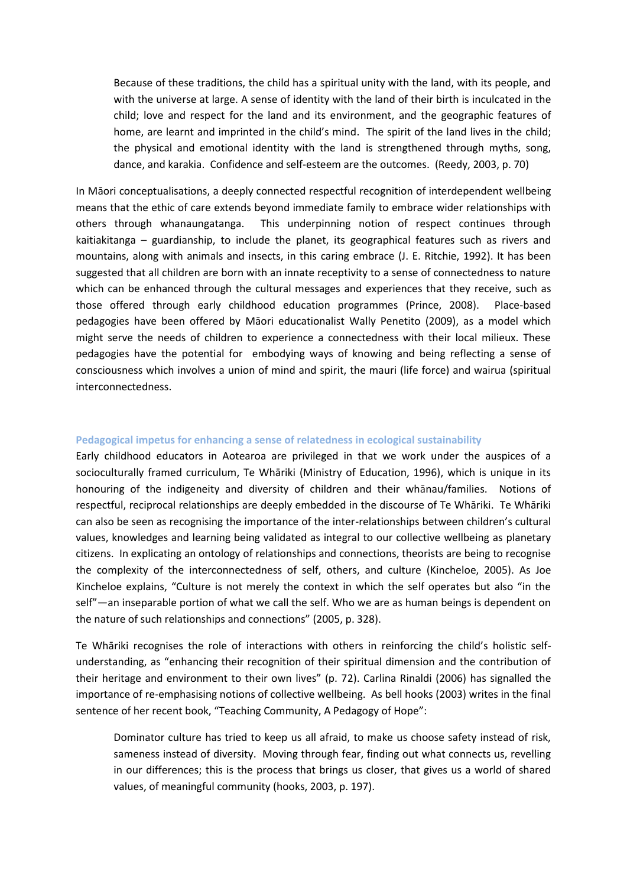> Because of these traditions, the child has a spiritual unity with the land, with its people, and with the universe at large. A sense of identity with the land of their birth is inculcated in the child; love and respect for the land and its environment, and the geographic features of home, are learnt and imprinted in the child's mind. The spirit of the land lives in the child; the physical and emotional identity with the land is strengthened through myths, song, dance, and karakia. Confidence and self-esteem are the outcomes. (Reedy, 2003, p. 70)

In Māori conceptualisations, a deeply connected respectful recognition of interdependent wellbeing means that the ethic of care extends beyond immediate family to embrace wider relationships with others through whanaungatanga. This underpinning notion of respect continues through kaitiakitanga – guardianship, to include the planet, its geographical features such as rivers and mountains, along with animals and insects, in this caring embrace (J. E. Ritchie, 1992). It has been suggested that all children are born with an innate receptivity to a sense of connectedness to nature which can be enhanced through the cultural messages and experiences that they receive, such as those offered through early childhood education programmes (Prince, 2008). Place-based pedagogies have been offered by Māori educationalist Wally Penetito (2009), as a model which might serve the needs of children to experience a connectedness with their local milieux. These pedagogies have the potential for embodying ways of knowing and being reflecting a sense of consciousness which involves a union of mind and spirit, the mauri (life force) and wairua (spiritual interconnectedness.

### Pedagogical impetus for enhancing a sense of relatedness in ecological sustainability

Early childhood educators in Aotearoa are privileged in that we work under the auspices of a socioculturally framed curriculum, Te Whāriki (Ministry of Education, 1996), which is unique in its honouring of the indigeneity and diversity of children and their whānau/families. Notions of respectful, reciprocal relationships are deeply embedded in the discourse of Te Whāriki. Te Whāriki can also be seen as recognising the importance of the inter-relationships between children's cultural values, knowledges and learning being validated as integral to our collective wellbeing as planetary citizens. In explicating an ontology of relationships and connections, theorists are being to recognise the complexity of the interconnectedness of self, others, and culture (Kincheloe, 2005). As Joe Kincheloe explains, "Culture is not merely the context in which the self operates but also "in the self"—an inseparable portion of what we call the self. Who we are as human beings is dependent on the nature of such relationships and connections" (2005, p. 328).

Te Whāriki recognises the role of interactions with others in reinforcing the child's holistic self-understanding, as "enhancing their recognition of their spiritual dimension and the contribution of their heritage and environment to their own lives" (p. 72). Carlina Rinaldi (2006) has signalled the importance of re-emphasising notions of collective wellbeing. As bell hooks (2003) writes in the final sentence of her recent book, "Teaching Community, A Pedagogy of Hope":

> Dominator culture has tried to keep us all afraid, to make us choose safety instead of risk, sameness instead of diversity. Moving through fear, finding out what connects us, revelling in our differences; this is the process that brings us closer, that gives us a world of shared values, of meaningful community (hooks, 2003, p. 197).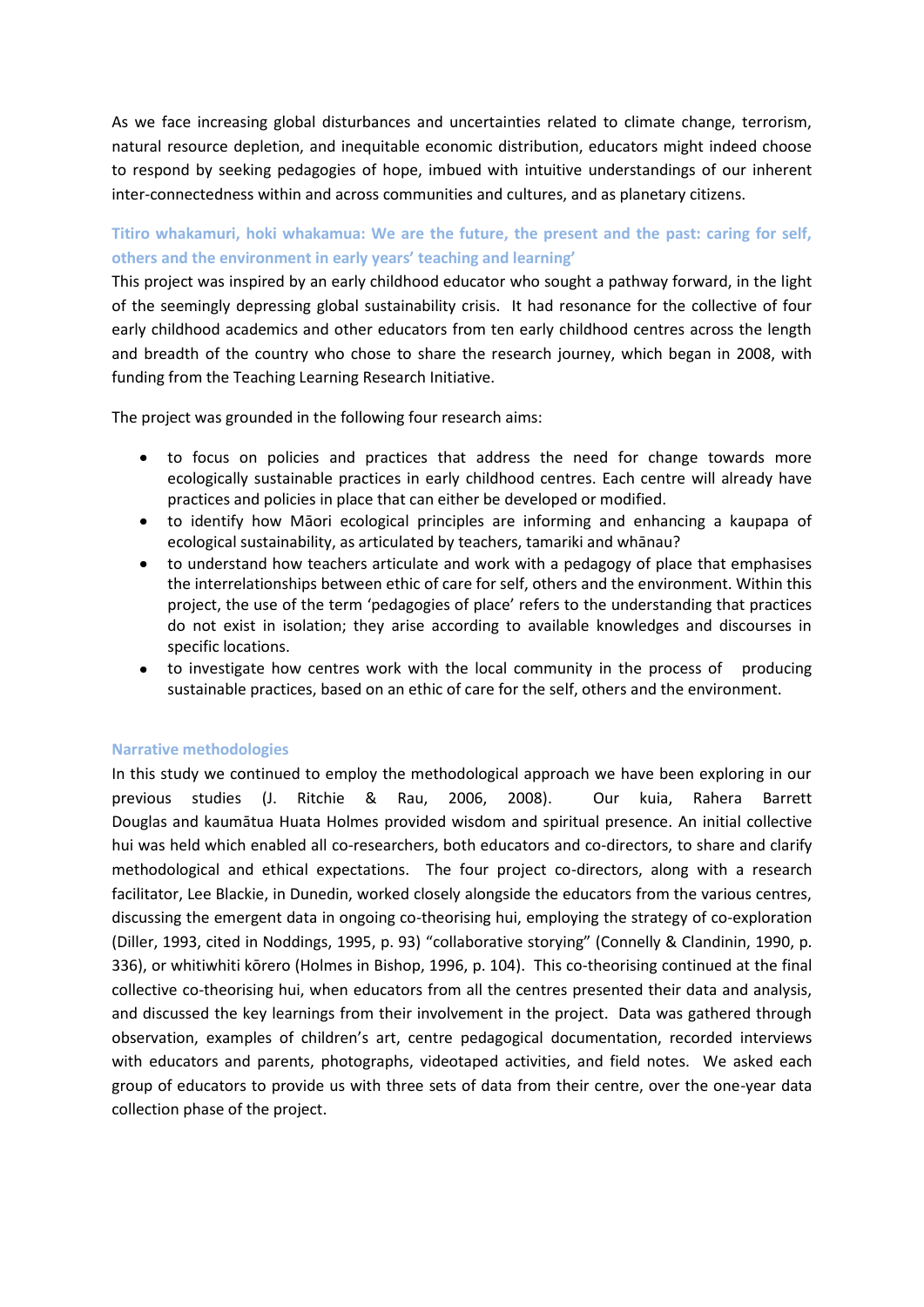As we face increasing global disturbances and uncertainties related to climate change, terrorism, natural resource depletion, and inequitable economic distribution, educators might indeed choose to respond by seeking pedagogies of hope, imbued with intuitive understandings of our inherent inter-connectedness within and across communities and cultures, and as planetary citizens.

## Titiro whakamuri, hoki whakamua: We are the future, the present and the past: caring for self, others and the environment in early years' teaching and learning'

This project was inspired by an early childhood educator who sought a pathway forward, in the light of the seemingly depressing global sustainability crisis. It had resonance for the collective of four early childhood academics and other educators from ten early childhood centres across the length and breadth of the country who chose to share the research journey, which began in 2008, with funding from the Teaching Learning Research Initiative.

The project was grounded in the following four research aims:

- to focus on policies and practices that address the need for change towards more ecologically sustainable practices in early childhood centres. Each centre will already have practices and policies in place that can either be developed or modified.
- to identify how Māori ecological principles are informing and enhancing a kaupapa of ecological sustainability, as articulated by teachers, tamariki and whānau?
- to understand how teachers articulate and work with a pedagogy of place that emphasises the interrelationships between ethic of care for self, others and the environment. Within this project, the use of the term 'pedagogies of place' refers to the understanding that practices do not exist in isolation; they arise according to available knowledges and discourses in specific locations.
- to investigate how centres work with the local community in the process of producing sustainable practices, based on an ethic of care for the self, others and the environment.

## Narrative methodologies

In this study we continued to employ the methodological approach we have been exploring in our previous studies (J. Ritchie & Rau, 2006, 2008). Our kuia, Rahera Barrett Douglas and kaumātua Huata Holmes provided wisdom and spiritual presence. An initial collective hui was held which enabled all co-researchers, both educators and co-directors, to share and clarify methodological and ethical expectations. The four project co-directors, along with a research facilitator, Lee Blackie, in Dunedin, worked closely alongside the educators from the various centres, discussing the emergent data in ongoing co-theorising hui, employing the strategy of co-exploration (Diller, 1993, cited in Noddings, 1995, p. 93) "collaborative storying" (Connelly & Clandinin, 1990, p. 336), or whitiwhiti kōrero (Holmes in Bishop, 1996, p. 104). This co-theorising continued at the final collective co-theorising hui, when educators from all the centres presented their data and analysis, and discussed the key learnings from their involvement in the project. Data was gathered through observation, examples of children's art, centre pedagogical documentation, recorded interviews with educators and parents, photographs, videotaped activities, and field notes. We asked each group of educators to provide us with three sets of data from their centre, over the one-year data collection phase of the project.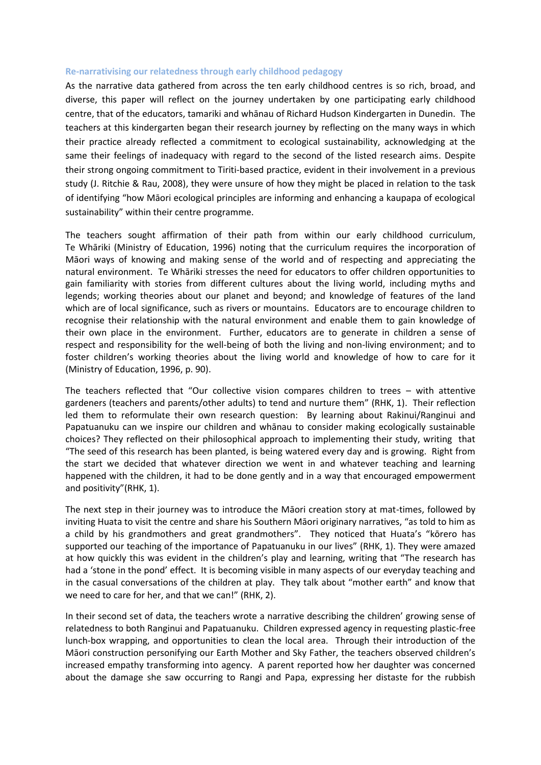### Re-narrativising our relatedness through early childhood pedagogy

As the narrative data gathered from across the ten early childhood centres is so rich, broad, and diverse, this paper will reflect on the journey undertaken by one participating early childhood centre, that of the educators, tamariki and whānau of Richard Hudson Kindergarten in Dunedin. The teachers at this kindergarten began their research journey by reflecting on the many ways in which their practice already reflected a commitment to ecological sustainability, acknowledging at the same their feelings of inadequacy with regard to the second of the listed research aims. Despite their strong ongoing commitment to Tiriti-based practice, evident in their involvement in a previous study (J. Ritchie & Rau, 2008), they were unsure of how they might be placed in relation to the task of identifying "how Māori ecological principles are informing and enhancing a kaupapa of ecological sustainability" within their centre programme.

The teachers sought affirmation of their path from within our early childhood curriculum, Te Whāriki (Ministry of Education, 1996) noting that the curriculum requires the incorporation of Māori ways of knowing and making sense of the world and of respecting and appreciating the natural environment. Te Whāriki stresses the need for educators to offer children opportunities to gain familiarity with stories from different cultures about the living world, including myths and legends; working theories about our planet and beyond; and knowledge of features of the land which are of local significance, such as rivers or mountains. Educators are to encourage children to recognise their relationship with the natural environment and enable them to gain knowledge of their own place in the environment. Further, educators are to generate in children a sense of respect and responsibility for the well-being of both the living and non-living environment; and to foster children's working theories about the living world and knowledge of how to care for it (Ministry of Education, 1996, p. 90).

The teachers reflected that "Our collective vision compares children to trees – with attentive gardeners (teachers and parents/other adults) to tend and nurture them" (RHK, 1). Their reflection led them to reformulate their own research question: By learning about Rakinui/Ranginui and Papatuanuku can we inspire our children and whānau to consider making ecologically sustainable choices? They reflected on their philosophical approach to implementing their study, writing that "The seed of this research has been planted, is being watered every day and is growing. Right from the start we decided that whatever direction we went in and whatever teaching and learning happened with the children, it had to be done gently and in a way that encouraged empowerment and positivity"(RHK, 1).

The next step in their journey was to introduce the Māori creation story at mat-times, followed by inviting Huata to visit the centre and share his Southern Māori originary narratives, "as told to him as a child by his grandmothers and great grandmothers". They noticed that Huata's "kōrero has supported our teaching of the importance of Papatuanuku in our lives" (RHK, 1). They were amazed at how quickly this was evident in the children's play and learning, writing that "The research has had a 'stone in the pond' effect. It is becoming visible in many aspects of our everyday teaching and in the casual conversations of the children at play. They talk about "mother earth" and know that we need to care for her, and that we can!" (RHK, 2).

In their second set of data, the teachers wrote a narrative describing the children' growing sense of relatedness to both Ranginui and Papatuanuku. Children expressed agency in requesting plastic-free lunch-box wrapping, and opportunities to clean the local area. Through their introduction of the Māori construction personifying our Earth Mother and Sky Father, the teachers observed children's increased empathy transforming into agency. A parent reported how her daughter was concerned about the damage she saw occurring to Rangi and Papa, expressing her distaste for the rubbish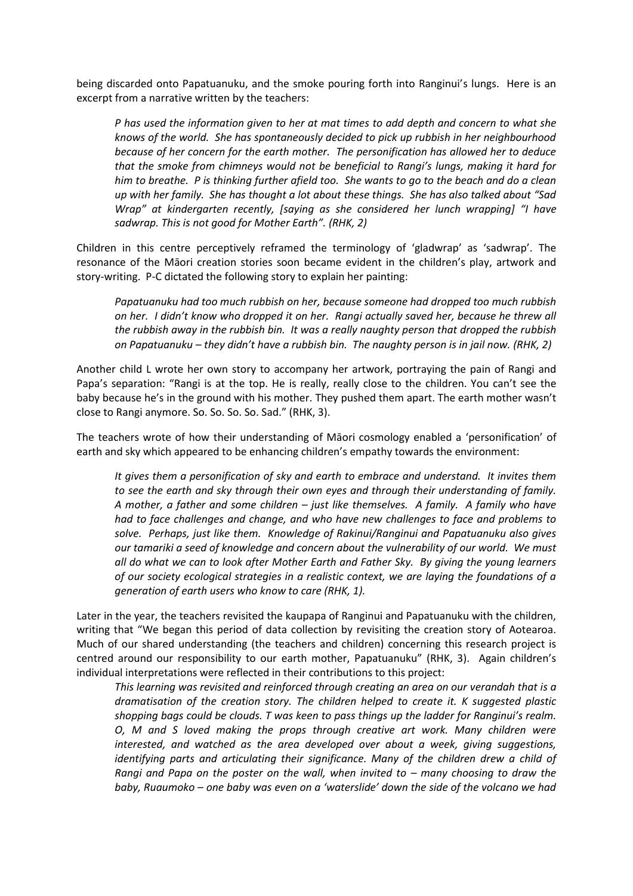being discarded onto Papatuanuku, and the smoke pouring forth into Ranginui's lungs. Here is an excerpt from a narrative written by the teachers:

> *P has used the information given to her at mat times to add depth and concern to what she knows of the world. She has spontaneously decided to pick up rubbish in her neighbourhood because of her concern for the earth mother. The personification has allowed her to deduce that the smoke from chimneys would not be beneficial to Rangi's lungs, making it hard for him to breathe. P is thinking further afield too. She wants to go to the beach and do a clean up with her family. She has thought a lot about these things. She has also talked about "Sad Wrap" at kindergarten recently, [saying as she considered her lunch wrapping] "I have sadwrap. This is not good for Mother Earth". (RHK, 2)*

Children in this centre perceptively reframed the terminology of 'gladwrap' as 'sadwrap'. The resonance of the Māori creation stories soon became evident in the children's play, artwork and story-writing. P-C dictated the following story to explain her painting:

> *Papatuanuku had too much rubbish on her, because someone had dropped too much rubbish on her. I didn't know who dropped it on her. Rangi actually saved her, because he threw all the rubbish away in the rubbish bin. It was a really naughty person that dropped the rubbish on Papatuanuku – they didn't have a rubbish bin. The naughty person is in jail now. (RHK, 2)*

Another child L wrote her own story to accompany her artwork, portraying the pain of Rangi and Papa's separation: "Rangi is at the top. He is really, really close to the children. You can't see the baby because he's in the ground with his mother. They pushed them apart. The earth mother wasn't close to Rangi anymore. So. So. So. So. Sad." (RHK, 3).

The teachers wrote of how their understanding of Māori cosmology enabled a 'personification' of earth and sky which appeared to be enhancing children's empathy towards the environment:

> *It gives them a personification of sky and earth to embrace and understand. It invites them to see the earth and sky through their own eyes and through their understanding of family. A mother, a father and some children – just like themselves. A family. A family who have had to face challenges and change, and who have new challenges to face and problems to solve. Perhaps, just like them. Knowledge of Rakinui/Ranginui and Papatuanuku also gives our tamariki a seed of knowledge and concern about the vulnerability of our world. We must all do what we can to look after Mother Earth and Father Sky. By giving the young learners of our society ecological strategies in a realistic context, we are laying the foundations of a generation of earth users who know to care (RHK, 1).*

Later in the year, the teachers revisited the kaupapa of Ranginui and Papatuanuku with the children, writing that "We began this period of data collection by revisiting the creation story of Aotearoa. Much of our shared understanding (the teachers and children) concerning this research project is centred around our responsibility to our earth mother, Papatuanuku" (RHK, 3). Again children's individual interpretations were reflected in their contributions to this project:

> *This learning was revisited and reinforced through creating an area on our verandah that is a dramatisation of the creation story. The children helped to create it. K suggested plastic shopping bags could be clouds. T was keen to pass things up the ladder for Ranginui's realm. O, M and S loved making the props through creative art work. Many children were interested, and watched as the area developed over about a week, giving suggestions, identifying parts and articulating their significance. Many of the children drew a child of Rangi and Papa on the poster on the wall, when invited to – many choosing to draw the baby, Ruaumoko – one baby was even on a 'waterslide' down the side of the volcano we had*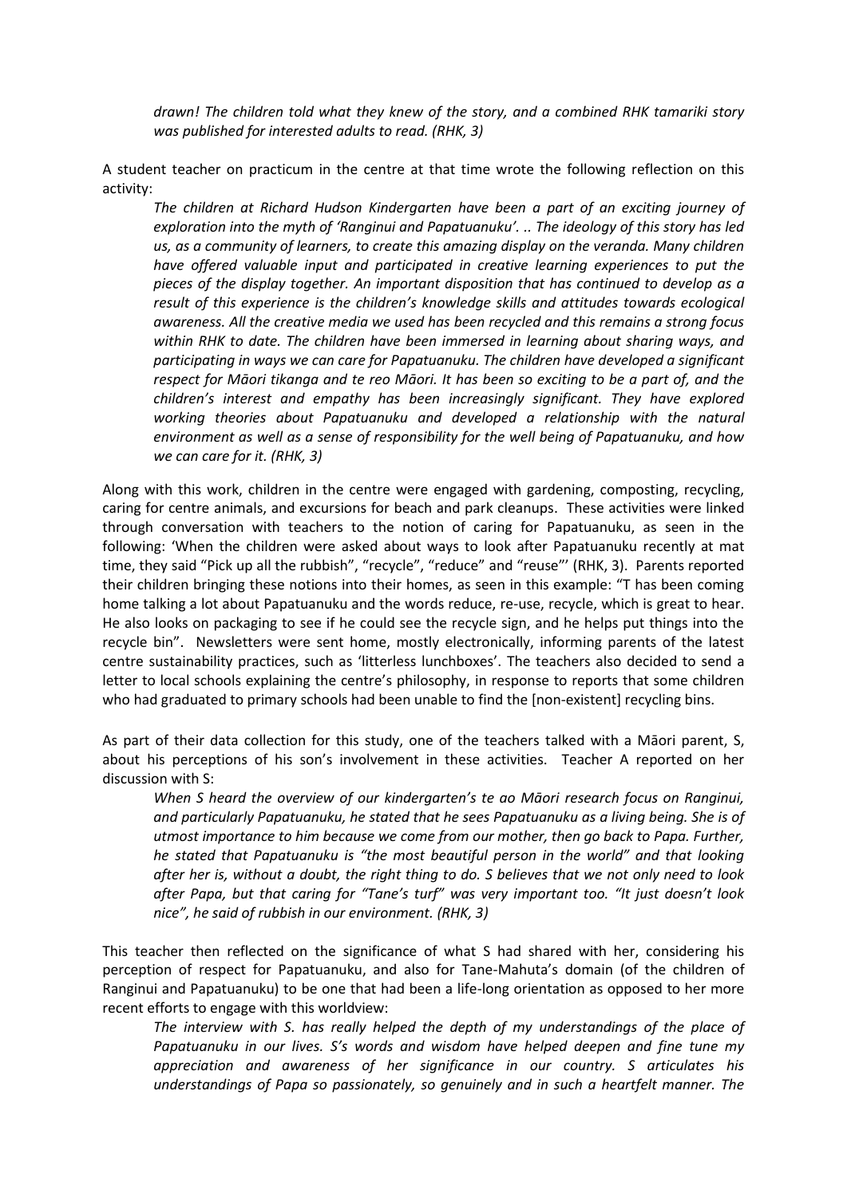*drawn! The children told what they knew of the story, and a combined RHK tamariki story was published for interested adults to read. (RHK, 3)*

A student teacher on practicum in the centre at that time wrote the following reflection on this activity:

> *The children at Richard Hudson Kindergarten have been a part of an exciting journey of exploration into the myth of 'Ranginui and Papatuanuku'. .. The ideology of this story has led us, as a community of learners, to create this amazing display on the veranda. Many children have offered valuable input and participated in creative learning experiences to put the pieces of the display together. An important disposition that has continued to develop as a result of this experience is the children's knowledge skills and attitudes towards ecological awareness. All the creative media we used has been recycled and this remains a strong focus within RHK to date. The children have been immersed in learning about sharing ways, and participating in ways we can care for Papatuanuku. The children have developed a significant respect for Māori tikanga and te reo Māori. It has been so exciting to be a part of, and the children's interest and empathy has been increasingly significant. They have explored working theories about Papatuanuku and developed a relationship with the natural environment as well as a sense of responsibility for the well being of Papatuanuku, and how we can care for it. (RHK, 3)*

Along with this work, children in the centre were engaged with gardening, composting, recycling, caring for centre animals, and excursions for beach and park cleanups. These activities were linked through conversation with teachers to the notion of caring for Papatuanuku, as seen in the following: 'When the children were asked about ways to look after Papatuanuku recently at mat time, they said "Pick up all the rubbish", "recycle", "reduce" and "reuse"' (RHK, 3). Parents reported their children bringing these notions into their homes, as seen in this example: "T has been coming home talking a lot about Papatuanuku and the words reduce, re-use, recycle, which is great to hear. He also looks on packaging to see if he could see the recycle sign, and he helps put things into the recycle bin". Newsletters were sent home, mostly electronically, informing parents of the latest centre sustainability practices, such as 'litterless lunchboxes'. The teachers also decided to send a letter to local schools explaining the centre's philosophy, in response to reports that some children who had graduated to primary schools had been unable to find the [non-existent] recycling bins.

As part of their data collection for this study, one of the teachers talked with a Māori parent, S, about his perceptions of his son's involvement in these activities. Teacher A reported on her discussion with S:

> *When S heard the overview of our kindergarten's te ao Māori research focus on Ranginui, and particularly Papatuanuku, he stated that he sees Papatuanuku as a living being. She is of utmost importance to him because we come from our mother, then go back to Papa. Further, he stated that Papatuanuku is "the most beautiful person in the world" and that looking after her is, without a doubt, the right thing to do. S believes that we not only need to look after Papa, but that caring for "Tane's turf" was very important too. "It just doesn't look nice", he said of rubbish in our environment. (RHK, 3)*

This teacher then reflected on the significance of what S had shared with her, considering his perception of respect for Papatuanuku, and also for Tane-Mahuta's domain (of the children of Ranginui and Papatuanuku) to be one that had been a life-long orientation as opposed to her more recent efforts to engage with this worldview:

> *The interview with S. has really helped the depth of my understandings of the place of Papatuanuku in our lives. S's words and wisdom have helped deepen and fine tune my appreciation and awareness of her significance in our country. S articulates his understandings of Papa so passionately, so genuinely and in such a heartfelt manner. The*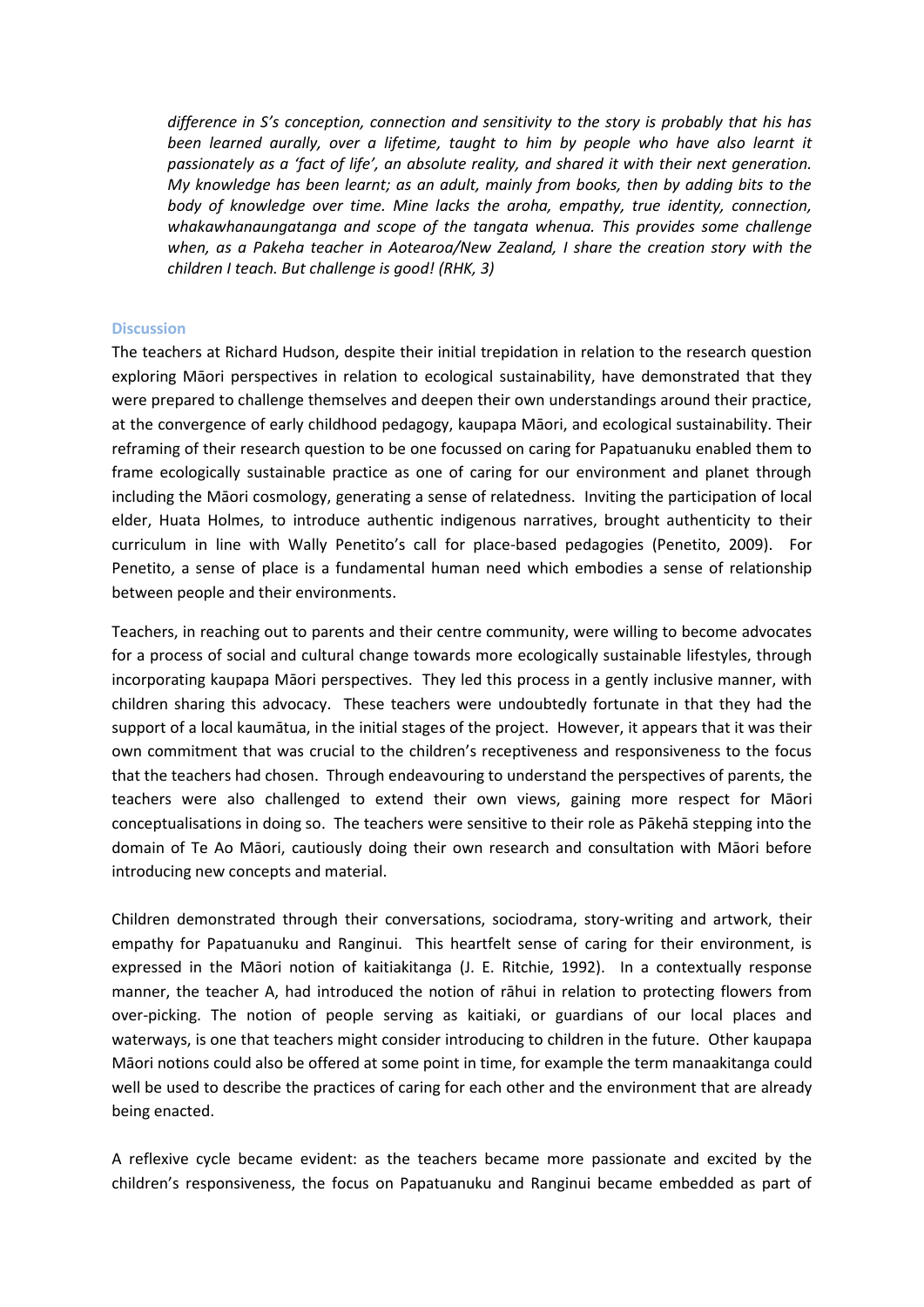*difference in S's conception, connection and sensitivity to the story is probably that his has been learned aurally, over a lifetime, taught to him by people who have also learnt it passionately as a 'fact of life', an absolute reality, and shared it with their next generation. My knowledge has been learnt; as an adult, mainly from books, then by adding bits to the body of knowledge over time. Mine lacks the aroha, empathy, true identity, connection, whakawhanaungatanga and scope of the tangata whenua. This provides some challenge when, as a Pakeha teacher in Aotearoa/New Zealand, I share the creation story with the children I teach. But challenge is good! (RHK, 3)*

### Discussion

The teachers at Richard Hudson, despite their initial trepidation in relation to the research question exploring Māori perspectives in relation to ecological sustainability, have demonstrated that they were prepared to challenge themselves and deepen their own understandings around their practice, at the convergence of early childhood pedagogy, kaupapa Māori, and ecological sustainability. Their reframing of their research question to be one focussed on caring for Papatuanuku enabled them to frame ecologically sustainable practice as one of caring for our environment and planet through including the Māori cosmology, generating a sense of relatedness. Inviting the participation of local elder, Huata Holmes, to introduce authentic indigenous narratives, brought authenticity to their curriculum in line with Wally Penetito's call for place-based pedagogies (Penetito, 2009). For Penetito, a sense of place is a fundamental human need which embodies a sense of relationship between people and their environments.

Teachers, in reaching out to parents and their centre community, were willing to become advocates for a process of social and cultural change towards more ecologically sustainable lifestyles, through incorporating kaupapa Māori perspectives. They led this process in a gently inclusive manner, with children sharing this advocacy. These teachers were undoubtedly fortunate in that they had the support of a local kaumātua, in the initial stages of the project. However, it appears that it was their own commitment that was crucial to the children's receptiveness and responsiveness to the focus that the teachers had chosen. Through endeavouring to understand the perspectives of parents, the teachers were also challenged to extend their own views, gaining more respect for Māori conceptualisations in doing so. The teachers were sensitive to their role as Pākehā stepping into the domain of Te Ao Māori, cautiously doing their own research and consultation with Māori before introducing new concepts and material.

Children demonstrated through their conversations, sociodrama, story-writing and artwork, their empathy for Papatuanuku and Ranginui. This heartfelt sense of caring for their environment, is expressed in the Māori notion of kaitiakitanga (J. E. Ritchie, 1992). In a contextually response manner, the teacher A, had introduced the notion of rāhui in relation to protecting flowers from over-picking. The notion of people serving as kaitiaki, or guardians of our local places and waterways, is one that teachers might consider introducing to children in the future. Other kaupapa Māori notions could also be offered at some point in time, for example the term manaakitanga could well be used to describe the practices of caring for each other and the environment that are already being enacted.

A reflexive cycle became evident: as the teachers became more passionate and excited by the children's responsiveness, the focus on Papatuanuku and Ranginui became embedded as part of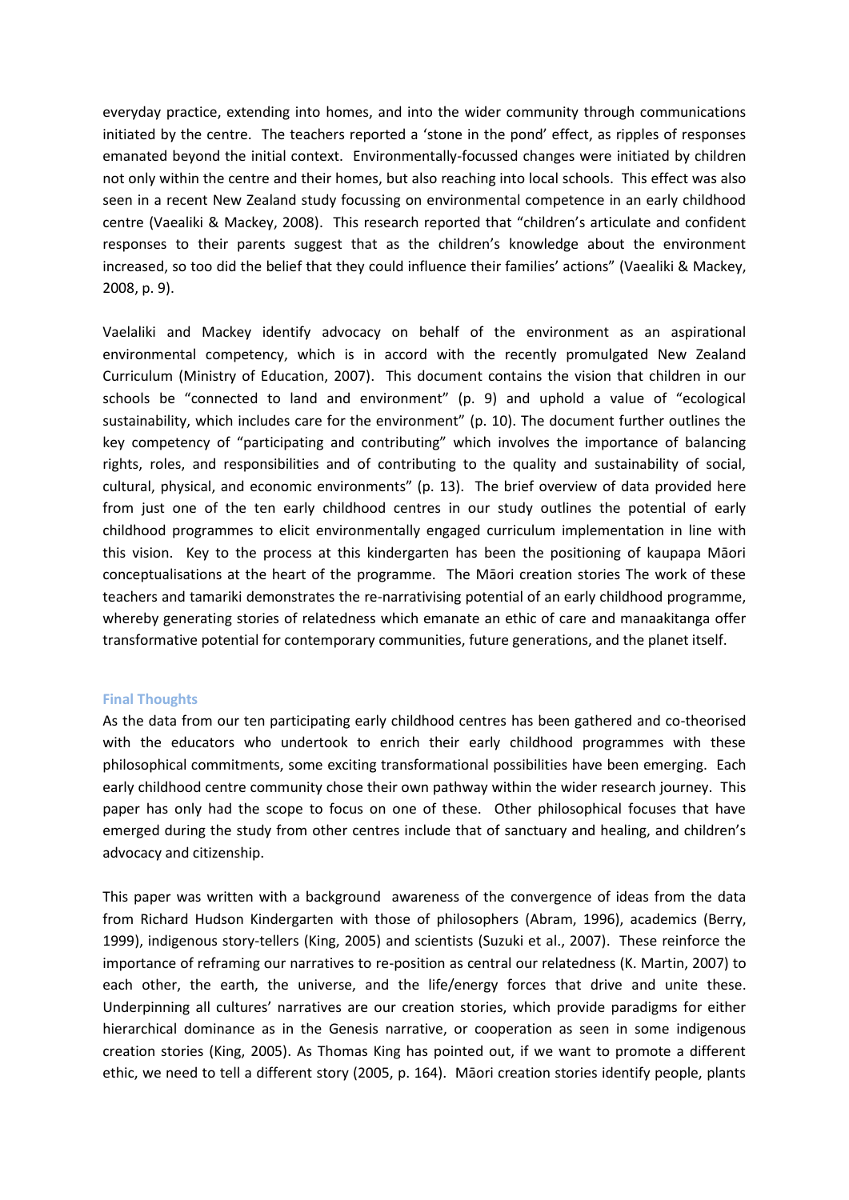everyday practice, extending into homes, and into the wider community through communications initiated by the centre. The teachers reported a 'stone in the pond' effect, as ripples of responses emanated beyond the initial context. Environmentally-focussed changes were initiated by children not only within the centre and their homes, but also reaching into local schools. This effect was also seen in a recent New Zealand study focussing on environmental competence in an early childhood centre (Vaealiki & Mackey, 2008). This research reported that "children's articulate and confident responses to their parents suggest that as the children's knowledge about the environment increased, so too did the belief that they could influence their families' actions" (Vaealiki & Mackey, 2008, p. 9).

Vaelaliki and Mackey identify advocacy on behalf of the environment as an aspirational environmental competency, which is in accord with the recently promulgated New Zealand Curriculum (Ministry of Education, 2007). This document contains the vision that children in our schools be "connected to land and environment" (p. 9) and uphold a value of "ecological sustainability, which includes care for the environment" (p. 10). The document further outlines the key competency of "participating and contributing" which involves the importance of balancing rights, roles, and responsibilities and of contributing to the quality and sustainability of social, cultural, physical, and economic environments" (p. 13). The brief overview of data provided here from just one of the ten early childhood centres in our study outlines the potential of early childhood programmes to elicit environmentally engaged curriculum implementation in line with this vision. Key to the process at this kindergarten has been the positioning of kaupapa Māori conceptualisations at the heart of the programme. The Māori creation stories The work of these teachers and tamariki demonstrates the re-narrativising potential of an early childhood programme, whereby generating stories of relatedness which emanate an ethic of care and manaakitanga offer transformative potential for contemporary communities, future generations, and the planet itself.

## Final Thoughts

As the data from our ten participating early childhood centres has been gathered and co-theorised with the educators who undertook to enrich their early childhood programmes with these philosophical commitments, some exciting transformational possibilities have been emerging. Each early childhood centre community chose their own pathway within the wider research journey. This paper has only had the scope to focus on one of these. Other philosophical focuses that have emerged during the study from other centres include that of sanctuary and healing, and children's advocacy and citizenship.

This paper was written with a background awareness of the convergence of ideas from the data from Richard Hudson Kindergarten with those of philosophers (Abram, 1996), academics (Berry, 1999), indigenous story-tellers (King, 2005) and scientists (Suzuki et al., 2007). These reinforce the importance of reframing our narratives to re-position as central our relatedness (K. Martin, 2007) to each other, the earth, the universe, and the life/energy forces that drive and unite these. Underpinning all cultures' narratives are our creation stories, which provide paradigms for either hierarchical dominance as in the Genesis narrative, or cooperation as seen in some indigenous creation stories (King, 2005). As Thomas King has pointed out, if we want to promote a different ethic, we need to tell a different story (2005, p. 164). Māori creation stories identify people, plants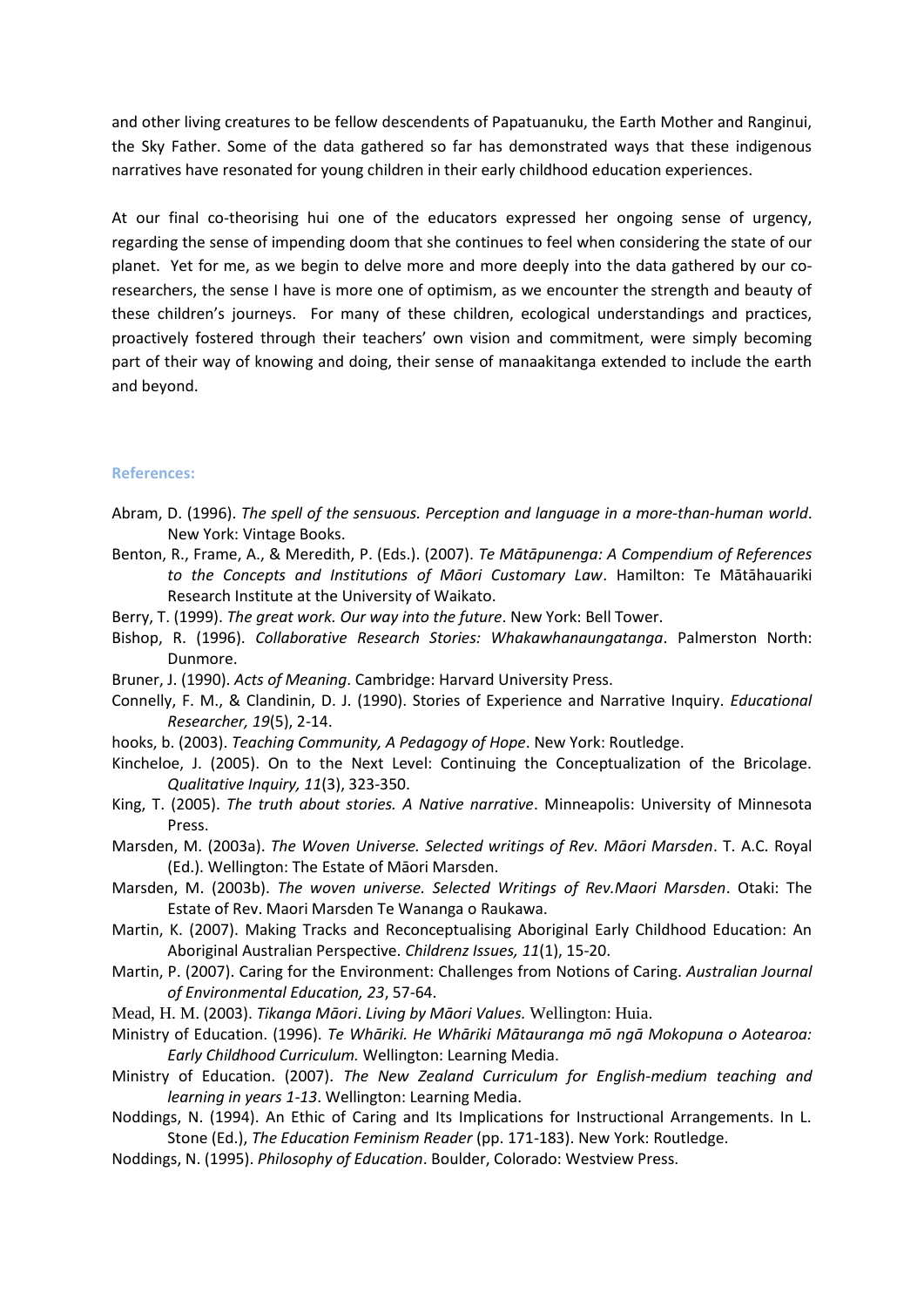and other living creatures to be fellow descendents of Papatuanuku, the Earth Mother and Ranginui, the Sky Father. Some of the data gathered so far has demonstrated ways that these indigenous narratives have resonated for young children in their early childhood education experiences.

At our final co-theorising hui one of the educators expressed her ongoing sense of urgency, regarding the sense of impending doom that she continues to feel when considering the state of our planet. Yet for me, as we begin to delve more and more deeply into the data gathered by our co-researchers, the sense I have is more one of optimism, as we encounter the strength and beauty of these children's journeys. For many of these children, ecological understandings and practices, proactively fostered through their teachers' own vision and commitment, were simply becoming part of their way of knowing and doing, their sense of manaakitanga extended to include the earth and beyond.

### References:

Abram, D. (1996). *The spell of the sensuous. Perception and language in a more-than-human world*. New York: Vintage Books.

Benton, R., Frame, A., & Meredith, P. (Eds.). (2007). *Te Mātāpunenga: A Compendium of References to the Concepts and Institutions of Māori Customary Law*. Hamilton: Te Mātāhauariki Research Institute at the University of Waikato.

Berry, T. (1999). *The great work. Our way into the future*. New York: Bell Tower.

Bishop, R. (1996). *Collaborative Research Stories: Whakawhanaungatanga*. Palmerston North: Dunmore.

Bruner, J. (1990). *Acts of Meaning*. Cambridge: Harvard University Press.

Connelly, F. M., & Clandinin, D. J. (1990). Stories of Experience and Narrative Inquiry. *Educational Researcher, 19*(5), 2-14.

hooks, b. (2003). *Teaching Community, A Pedagogy of Hope*. New York: Routledge.

Kincheloe, J. (2005). On to the Next Level: Continuing the Conceptualization of the Bricolage. *Qualitative Inquiry, 11*(3), 323-350.

King, T. (2005). *The truth about stories. A Native narrative*. Minneapolis: University of Minnesota Press.

Marsden, M. (2003a). *The Woven Universe. Selected writings of Rev. Māori Marsden*. T. A.C. Royal (Ed.). Wellington: The Estate of Māori Marsden.

Marsden, M. (2003b). *The woven universe. Selected Writings of Rev.Maori Marsden*. Otaki: The Estate of Rev. Maori Marsden Te Wananga o Raukawa.

Martin, K. (2007). Making Tracks and Reconceptualising Aboriginal Early Childhood Education: An Aboriginal Australian Perspective. *Childrenz Issues, 11*(1), 15-20.

Martin, P. (2007). Caring for the Environment: Challenges from Notions of Caring. *Australian Journal of Environmental Education, 23*, 57-64.

Mead, H. M. (2003). *Tikanga Māori*. *Living by Māori Values.* Wellington: Huia.

Ministry of Education. (1996). *Te Whāriki. He Whāriki Mātauranga mō ngā Mokopuna o Aotearoa: Early Childhood Curriculum.* Wellington: Learning Media.

Ministry of Education. (2007). *The New Zealand Curriculum for English-medium teaching and learning in years 1-13*. Wellington: Learning Media.

Noddings, N. (1994). An Ethic of Caring and Its Implications for Instructional Arrangements. In L. Stone (Ed.), *The Education Feminism Reader* (pp. 171-183). New York: Routledge.

Noddings, N. (1995). *Philosophy of Education*. Boulder, Colorado: Westview Press.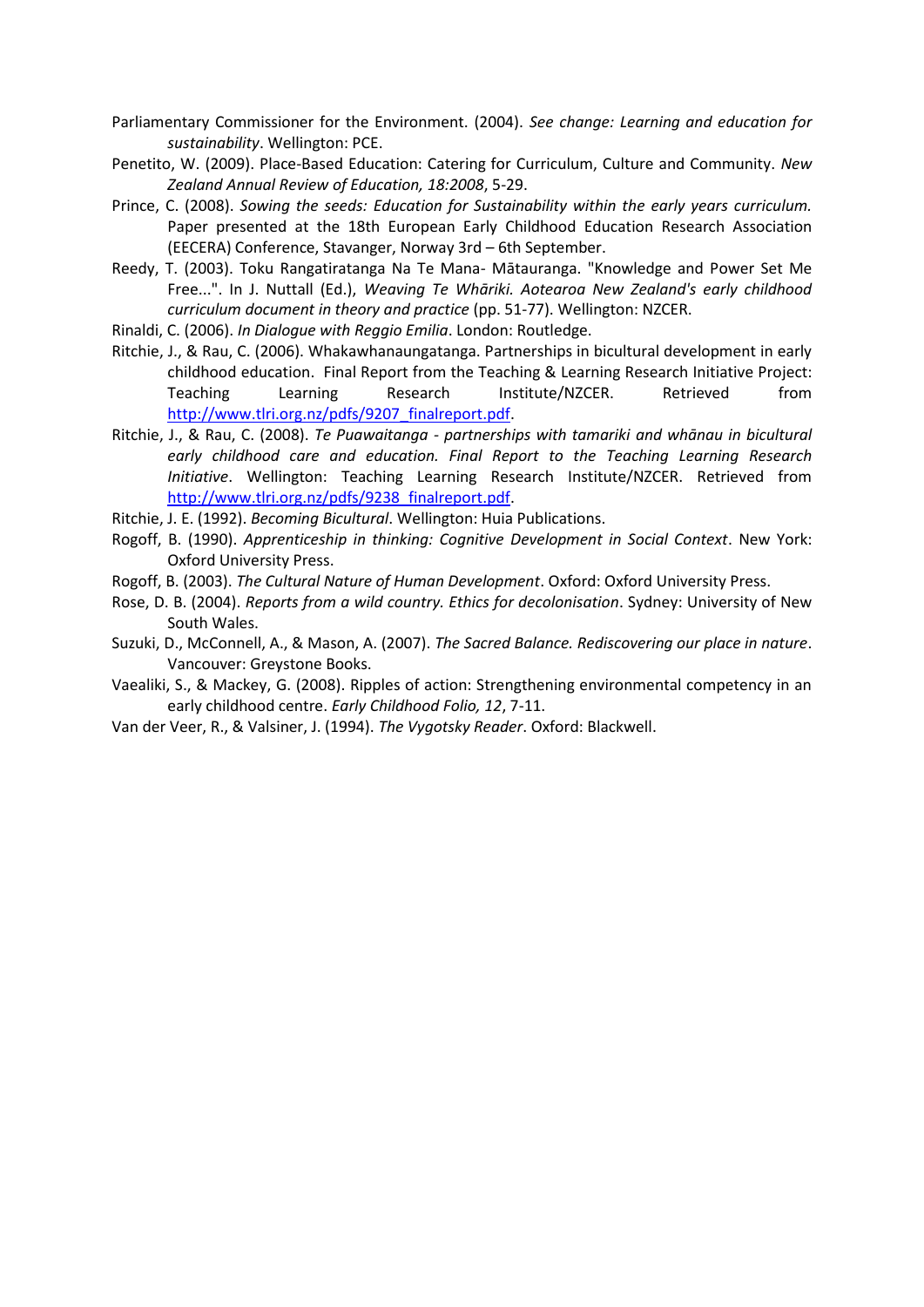Parliamentary Commissioner for the Environment. (2004). *See change: Learning and education for sustainability*. Wellington: PCE.

Penetito, W. (2009). Place-Based Education: Catering for Curriculum, Culture and Community. *New Zealand Annual Review of Education, 18:2008*, 5-29.

Prince, C. (2008). *Sowing the seeds: Education for Sustainability within the early years curriculum.* Paper presented at the 18th European Early Childhood Education Research Association (EECERA) Conference, Stavanger, Norway 3rd – 6th September.

Reedy, T. (2003). Toku Rangatiratanga Na Te Mana- Mātauranga. "Knowledge and Power Set Me Free...". In J. Nuttall (Ed.), *Weaving Te Whāriki. Aotearoa New Zealand's early childhood curriculum document in theory and practice* (pp. 51-77). Wellington: NZCER.

Rinaldi, C. (2006). *In Dialogue with Reggio Emilia*. London: Routledge.

Ritchie, J., & Rau, C. (2006). Whakawhanaungatanga. Partnerships in bicultural development in early childhood education. Final Report from the Teaching & Learning Research Initiative Project: Teaching Learning Research Institute/NZCER. Retrieved from http://www.tlri.org.nz/pdfs/9207_finalreport.pdf.

Ritchie, J., & Rau, C. (2008). *Te Puawaitanga - partnerships with tamariki and whānau in bicultural early childhood care and education. Final Report to the Teaching Learning Research Initiative*. Wellington: Teaching Learning Research Institute/NZCER. Retrieved from http://www.tlri.org.nz/pdfs/9238_finalreport.pdf.

Ritchie, J. E. (1992). *Becoming Bicultural*. Wellington: Huia Publications.

Rogoff, B. (1990). *Apprenticeship in thinking: Cognitive Development in Social Context*. New York: Oxford University Press.

Rogoff, B. (2003). *The Cultural Nature of Human Development*. Oxford: Oxford University Press.

Rose, D. B. (2004). *Reports from a wild country. Ethics for decolonisation*. Sydney: University of New South Wales.

Suzuki, D., McConnell, A., & Mason, A. (2007). *The Sacred Balance. Rediscovering our place in nature*. Vancouver: Greystone Books.

Vaealiki, S., & Mackey, G. (2008). Ripples of action: Strengthening environmental competency in an early childhood centre. *Early Childhood Folio, 12*, 7-11.

Van der Veer, R., & Valsiner, J. (1994). *The Vygotsky Reader*. Oxford: Blackwell.